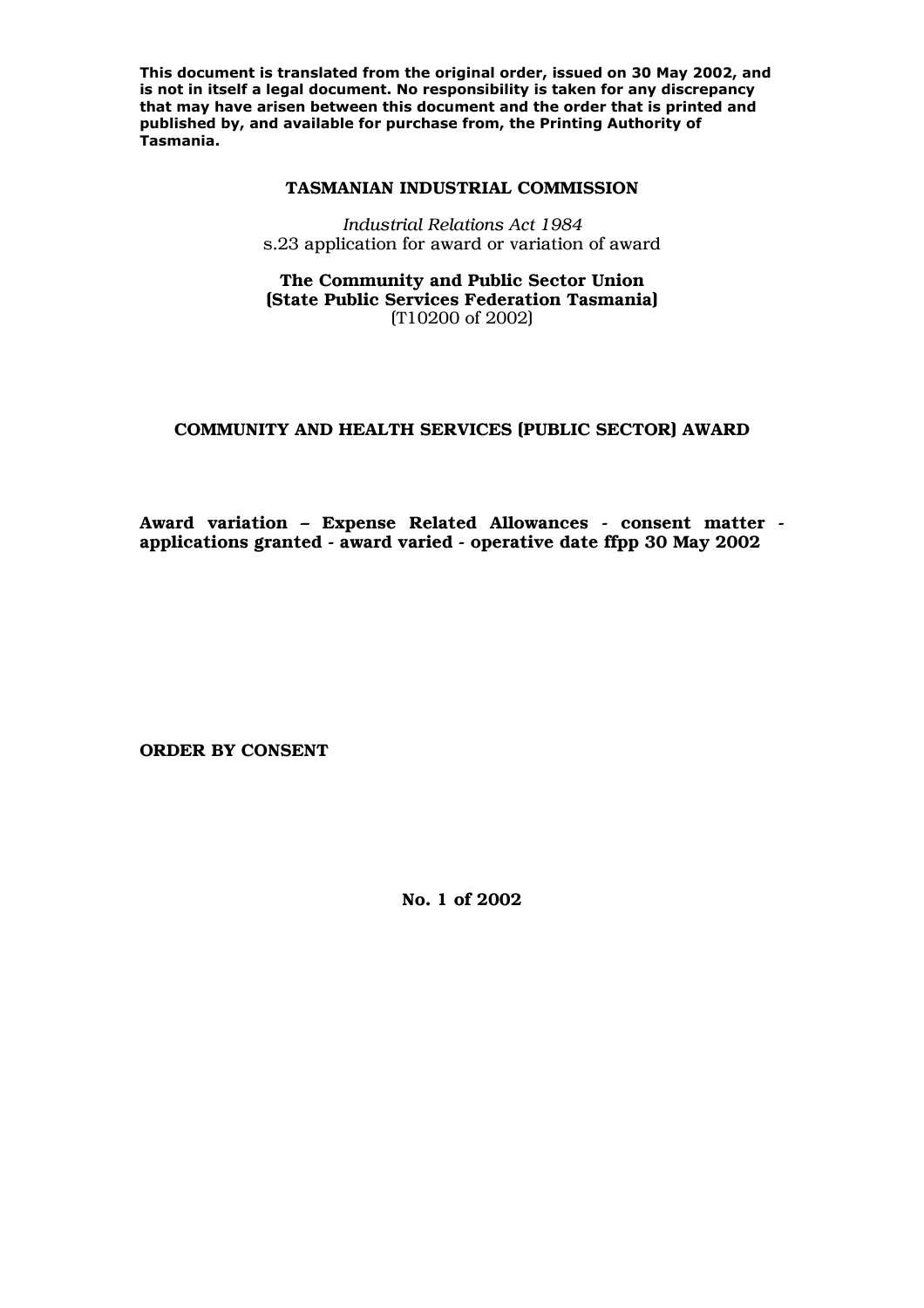**This document is translated from the original order, issued on 30 May 2002, and is not in itself a legal document. No responsibility is taken for any discrepancy that may have arisen between this document and the order that is printed and published by, and available for purchase from, the Printing Authority of Tasmania.**

**TASMANIAN INDUSTRIAL COMMISSION**

*Industrial Relations Act 1984*
s.23 application for award or variation of award

**The Community and Public Sector Union**
**(State Public Services Federation Tasmania)**
(T10200 of 2002)

**COMMUNITY AND HEALTH SERVICES (PUBLIC SECTOR) AWARD**

**Award variation – Expense Related Allowances - consent matter - applications granted - award varied - operative date ffpp 30 May 2002**

**ORDER BY CONSENT**

**No. 1 of 2002**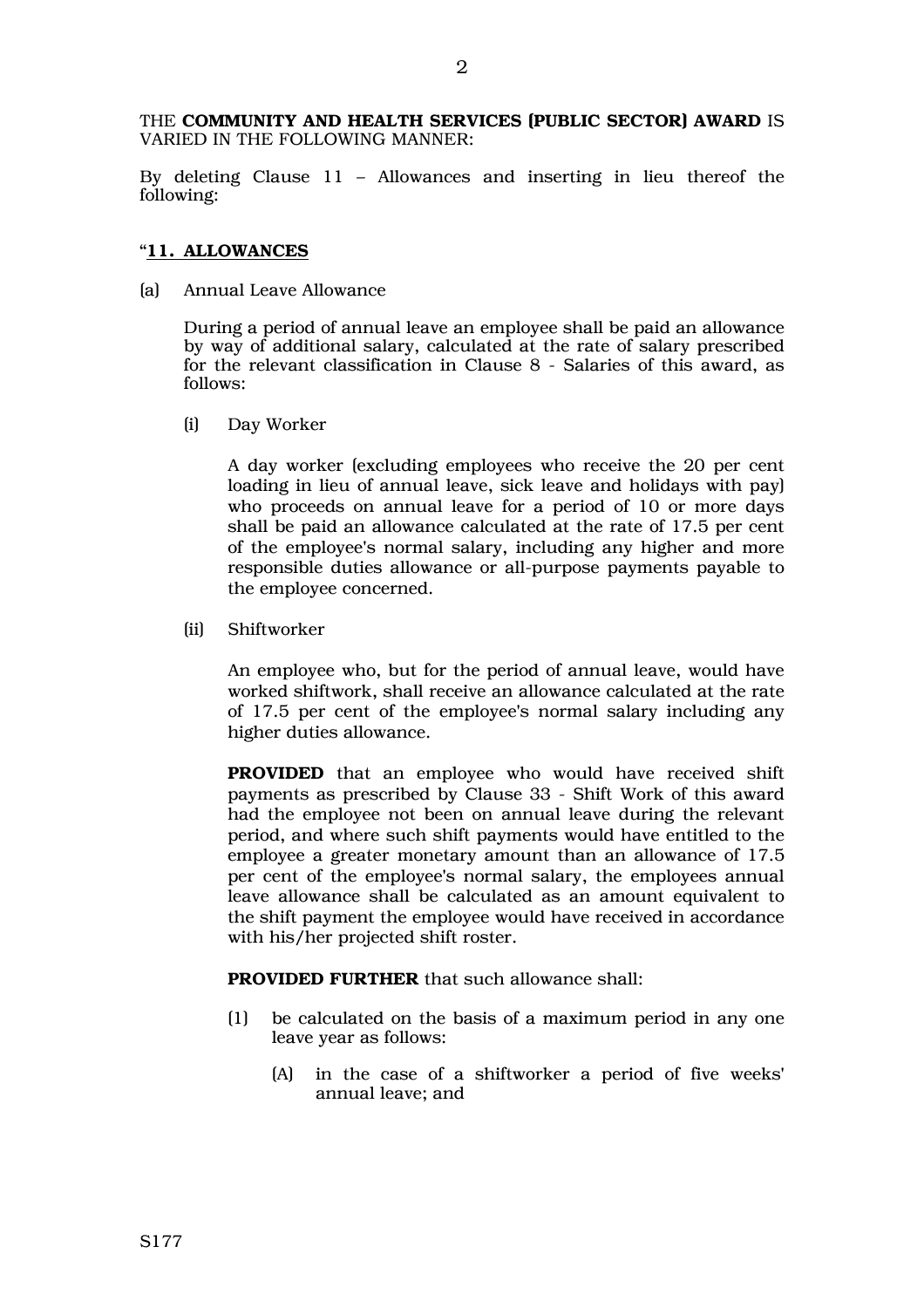THE **COMMUNITY AND HEALTH SERVICES (PUBLIC SECTOR) AWARD** IS VARIED IN THE FOLLOWING MANNER:

By deleting Clause 11 – Allowances and inserting in lieu thereof the following:

"**11. ALLOWANCES**

(a) Annual Leave Allowance

During a period of annual leave an employee shall be paid an allowance by way of additional salary, calculated at the rate of salary prescribed for the relevant classification in Clause 8 - Salaries of this award, as follows:

(i) Day Worker

A day worker (excluding employees who receive the 20 per cent loading in lieu of annual leave, sick leave and holidays with pay) who proceeds on annual leave for a period of 10 or more days shall be paid an allowance calculated at the rate of 17.5 per cent of the employee's normal salary, including any higher and more responsible duties allowance or all-purpose payments payable to the employee concerned.

(ii) Shiftworker

An employee who, but for the period of annual leave, would have worked shiftwork, shall receive an allowance calculated at the rate of 17.5 per cent of the employee's normal salary including any higher duties allowance.

**PROVIDED** that an employee who would have received shift payments as prescribed by Clause 33 - Shift Work of this award had the employee not been on annual leave during the relevant period, and where such shift payments would have entitled to the employee a greater monetary amount than an allowance of 17.5 per cent of the employee's normal salary, the employees annual leave allowance shall be calculated as an amount equivalent to the shift payment the employee would have received in accordance with his/her projected shift roster.

**PROVIDED FURTHER** that such allowance shall:

(1) be calculated on the basis of a maximum period in any one leave year as follows:

(A) in the case of a shiftworker a period of five weeks' annual leave; and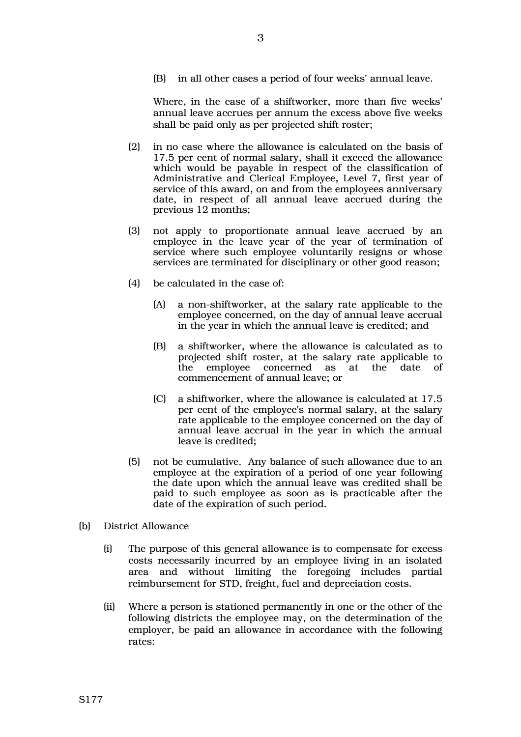(B) in all other cases a period of four weeks' annual leave.

Where, in the case of a shiftworker, more than five weeks' annual leave accrues per annum the excess above five weeks shall be paid only as per projected shift roster;

(2) in no case where the allowance is calculated on the basis of 17.5 per cent of normal salary, shall it exceed the allowance which would be payable in respect of the classification of Administrative and Clerical Employee, Level 7, first year of service of this award, on and from the employees anniversary date, in respect of all annual leave accrued during the previous 12 months;

(3) not apply to proportionate annual leave accrued by an employee in the leave year of the year of termination of service where such employee voluntarily resigns or whose services are terminated for disciplinary or other good reason;

(4) be calculated in the case of:

(A) a non-shiftworker, at the salary rate applicable to the employee concerned, on the day of annual leave accrual in the year in which the annual leave is credited; and

(B) a shiftworker, where the allowance is calculated as to projected shift roster, at the salary rate applicable to the employee concerned as at the date of commencement of annual leave; or

(C) a shiftworker, where the allowance is calculated at 17.5 per cent of the employee's normal salary, at the salary rate applicable to the employee concerned on the day of annual leave accrual in the year in which the annual leave is credited;

(5) not be cumulative. Any balance of such allowance due to an employee at the expiration of a period of one year following the date upon which the annual leave was credited shall be paid to such employee as soon as is practicable after the date of the expiration of such period.

(b) District Allowance

(i) The purpose of this general allowance is to compensate for excess costs necessarily incurred by an employee living in an isolated area and without limiting the foregoing includes partial reimbursement for STD, freight, fuel and depreciation costs.

(ii) Where a person is stationed permanently in one or the other of the following districts the employee may, on the determination of the employer, be paid an allowance in accordance with the following rates: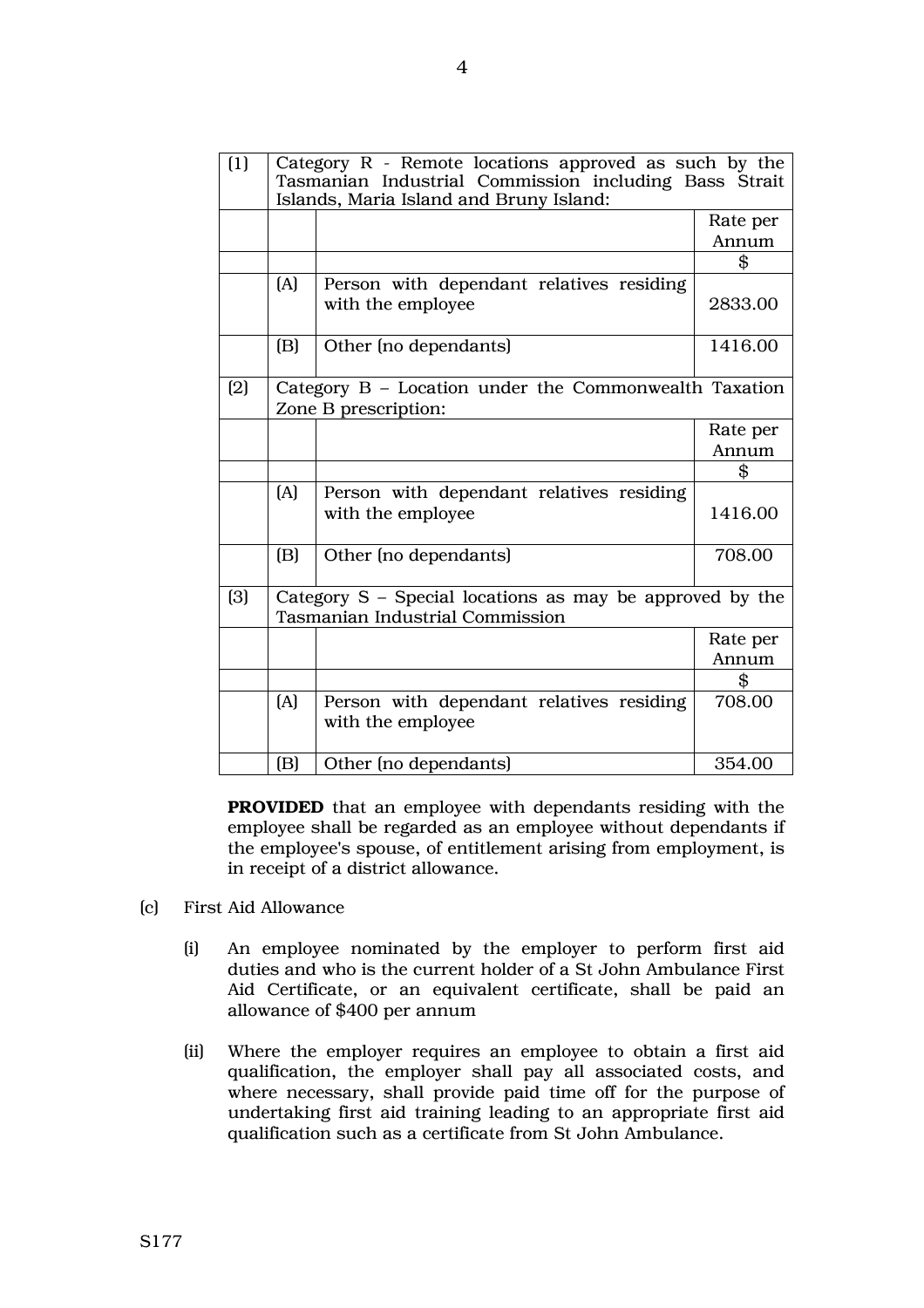| | | | |
|---|---|---|---|
| (1) | Category R - Remote locations approved as such by the Tasmanian Industrial Commission including Bass Strait Islands, Maria Island and Bruny Island: | | |
| | | | Rate per Annum |
| | | | $ |
| | (A) | Person with dependant relatives residing with the employee | 2833.00 |
| | (B) | Other (no dependants) | 1416.00 |
| (2) | Category B – Location under the Commonwealth Taxation Zone B prescription: | | |
| | | | Rate per Annum |
| | | | $ |
| | (A) | Person with dependant relatives residing with the employee | 1416.00 |
| | (B) | Other (no dependants) | 708.00 |
| (3) | Category S – Special locations as may be approved by the Tasmanian Industrial Commission | | |
| | | | Rate per Annum |
| | | | $ |
| | (A) | Person with dependant relatives residing with the employee | 708.00 |
| | (B) | Other (no dependants) | 354.00 |

**PROVIDED** that an employee with dependants residing with the employee shall be regarded as an employee without dependants if the employee's spouse, of entitlement arising from employment, is in receipt of a district allowance.

(c) First Aid Allowance

(i) An employee nominated by the employer to perform first aid duties and who is the current holder of a St John Ambulance First Aid Certificate, or an equivalent certificate, shall be paid an allowance of $400 per annum

(ii) Where the employer requires an employee to obtain a first aid qualification, the employer shall pay all associated costs, and where necessary, shall provide paid time off for the purpose of undertaking first aid training leading to an appropriate first aid qualification such as a certificate from St John Ambulance.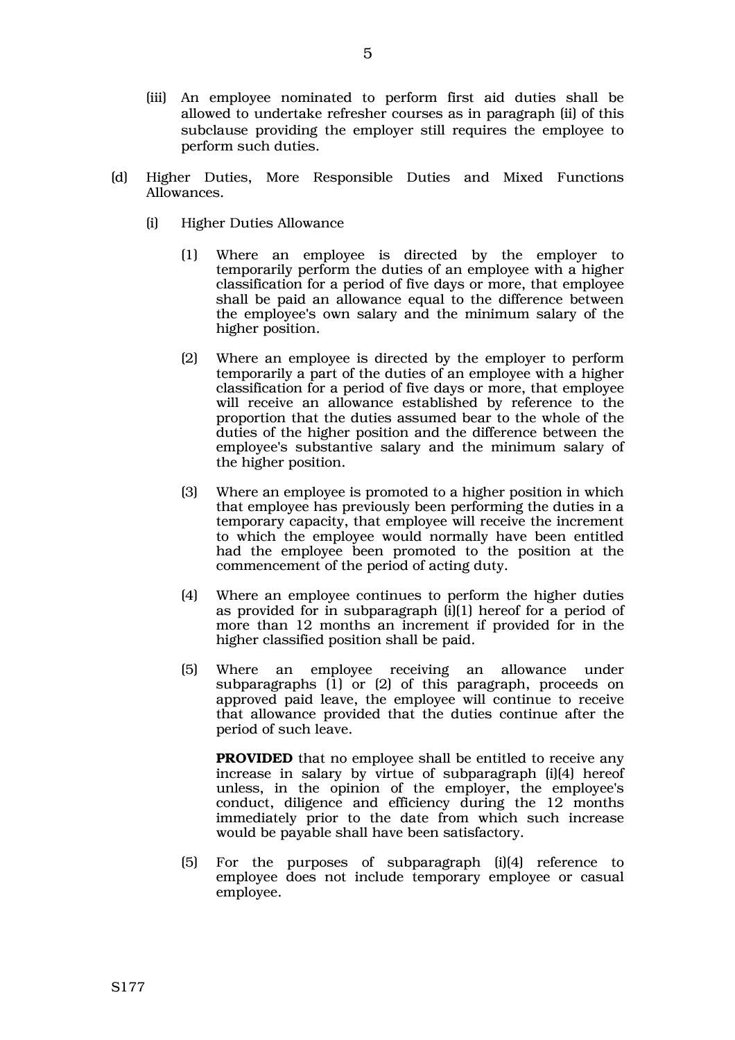(iii) An employee nominated to perform first aid duties shall be allowed to undertake refresher courses as in paragraph (ii) of this subclause providing the employer still requires the employee to perform such duties.

(d) Higher Duties, More Responsible Duties and Mixed Functions Allowances.

(i) Higher Duties Allowance

(1) Where an employee is directed by the employer to temporarily perform the duties of an employee with a higher classification for a period of five days or more, that employee shall be paid an allowance equal to the difference between the employee's own salary and the minimum salary of the higher position.

(2) Where an employee is directed by the employer to perform temporarily a part of the duties of an employee with a higher classification for a period of five days or more, that employee will receive an allowance established by reference to the proportion that the duties assumed bear to the whole of the duties of the higher position and the difference between the employee's substantive salary and the minimum salary of the higher position.

(3) Where an employee is promoted to a higher position in which that employee has previously been performing the duties in a temporary capacity, that employee will receive the increment to which the employee would normally have been entitled had the employee been promoted to the position at the commencement of the period of acting duty.

(4) Where an employee continues to perform the higher duties as provided for in subparagraph (i)(1) hereof for a period of more than 12 months an increment if provided for in the higher classified position shall be paid.

(5) Where an employee receiving an allowance under subparagraphs (1) or (2) of this paragraph, proceeds on approved paid leave, the employee will continue to receive that allowance provided that the duties continue after the period of such leave.

**PROVIDED** that no employee shall be entitled to receive any increase in salary by virtue of subparagraph (i)(4) hereof unless, in the opinion of the employer, the employee's conduct, diligence and efficiency during the 12 months immediately prior to the date from which such increase would be payable shall have been satisfactory.

(5) For the purposes of subparagraph (i)(4) reference to employee does not include temporary employee or casual employee.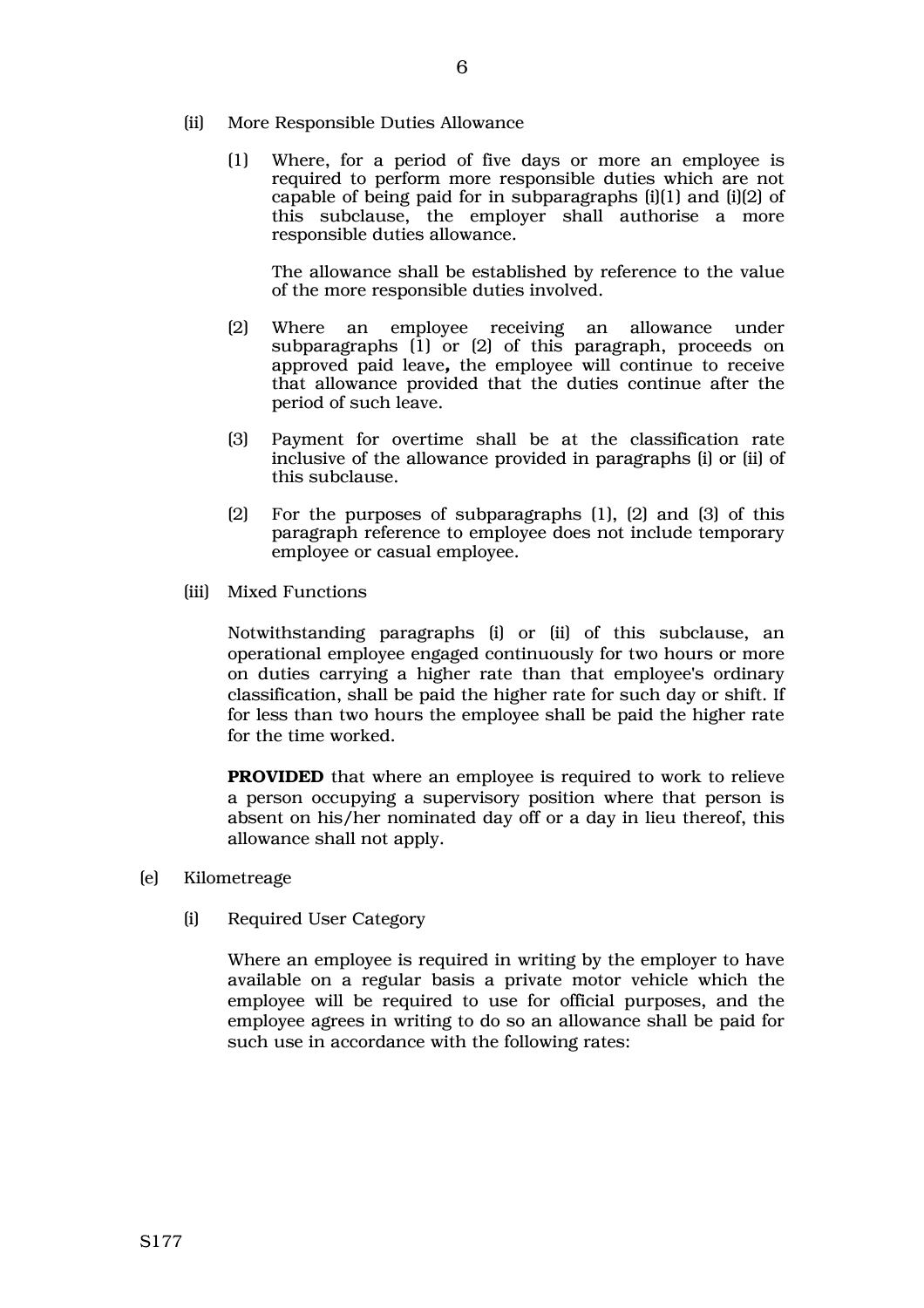(ii) More Responsible Duties Allowance

(1) Where, for a period of five days or more an employee is required to perform more responsible duties which are not capable of being paid for in subparagraphs (i)(1) and (i)(2) of this subclause, the employer shall authorise a more responsible duties allowance.

The allowance shall be established by reference to the value of the more responsible duties involved.

(2) Where an employee receiving an allowance under subparagraphs (1) or (2) of this paragraph, proceeds on approved paid leave**,** the employee will continue to receive that allowance provided that the duties continue after the period of such leave.

(3) Payment for overtime shall be at the classification rate inclusive of the allowance provided in paragraphs (i) or (ii) of this subclause.

(2) For the purposes of subparagraphs (1), (2) and (3) of this paragraph reference to employee does not include temporary employee or casual employee.

(iii) Mixed Functions

Notwithstanding paragraphs (i) or (ii) of this subclause, an operational employee engaged continuously for two hours or more on duties carrying a higher rate than that employee's ordinary classification, shall be paid the higher rate for such day or shift. If for less than two hours the employee shall be paid the higher rate for the time worked.

**PROVIDED** that where an employee is required to work to relieve a person occupying a supervisory position where that person is absent on his/her nominated day off or a day in lieu thereof, this allowance shall not apply.

(e) Kilometreage

(i) Required User Category

Where an employee is required in writing by the employer to have available on a regular basis a private motor vehicle which the employee will be required to use for official purposes, and the employee agrees in writing to do so an allowance shall be paid for such use in accordance with the following rates: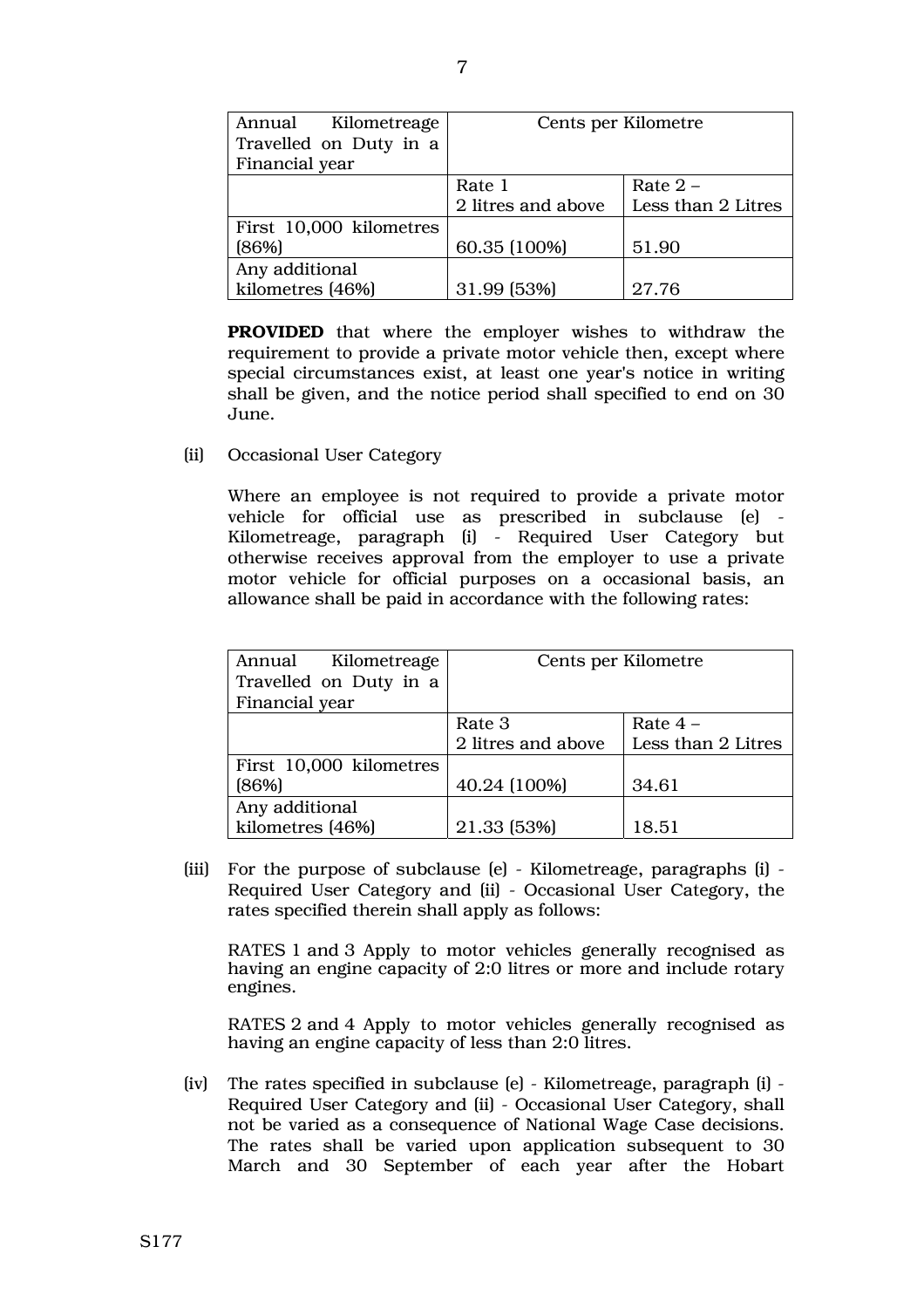| Annual Kilometreage Travelled on Duty in a Financial year | Cents per Kilometre | |
|---|---|---|
| | Rate 1<br>2 litres and above | Rate 2 –<br>Less than 2 Litres |
| First 10,000 kilometres (86%) | 60.35 (100%) | 51.90 |
| Any additional kilometres (46%) | 31.99 (53%) | 27.76 |

**PROVIDED** that where the employer wishes to withdraw the requirement to provide a private motor vehicle then, except where special circumstances exist, at least one year's notice in writing shall be given, and the notice period shall specified to end on 30 June.

(ii) Occasional User Category

Where an employee is not required to provide a private motor vehicle for official use as prescribed in subclause (e) - Kilometreage, paragraph (i) - Required User Category but otherwise receives approval from the employer to use a private motor vehicle for official purposes on a occasional basis, an allowance shall be paid in accordance with the following rates:

| Annual Kilometreage Travelled on Duty in a Financial year | Cents per Kilometre | |
|---|---|---|
| | Rate 3<br>2 litres and above | Rate 4 –<br>Less than 2 Litres |
| First 10,000 kilometres (86%) | 40.24 (100%) | 34.61 |
| Any additional kilometres (46%) | 21.33 (53%) | 18.51 |

(iii) For the purpose of subclause (e) - Kilometreage, paragraphs (i) - Required User Category and (ii) - Occasional User Category, the rates specified therein shall apply as follows:

RATES 1 and 3 Apply to motor vehicles generally recognised as having an engine capacity of 2:0 litres or more and include rotary engines.

RATES 2 and 4 Apply to motor vehicles generally recognised as having an engine capacity of less than 2:0 litres.

(iv) The rates specified in subclause (e) - Kilometreage, paragraph (i) - Required User Category and (ii) - Occasional User Category, shall not be varied as a consequence of National Wage Case decisions. The rates shall be varied upon application subsequent to 30 March and 30 September of each year after the Hobart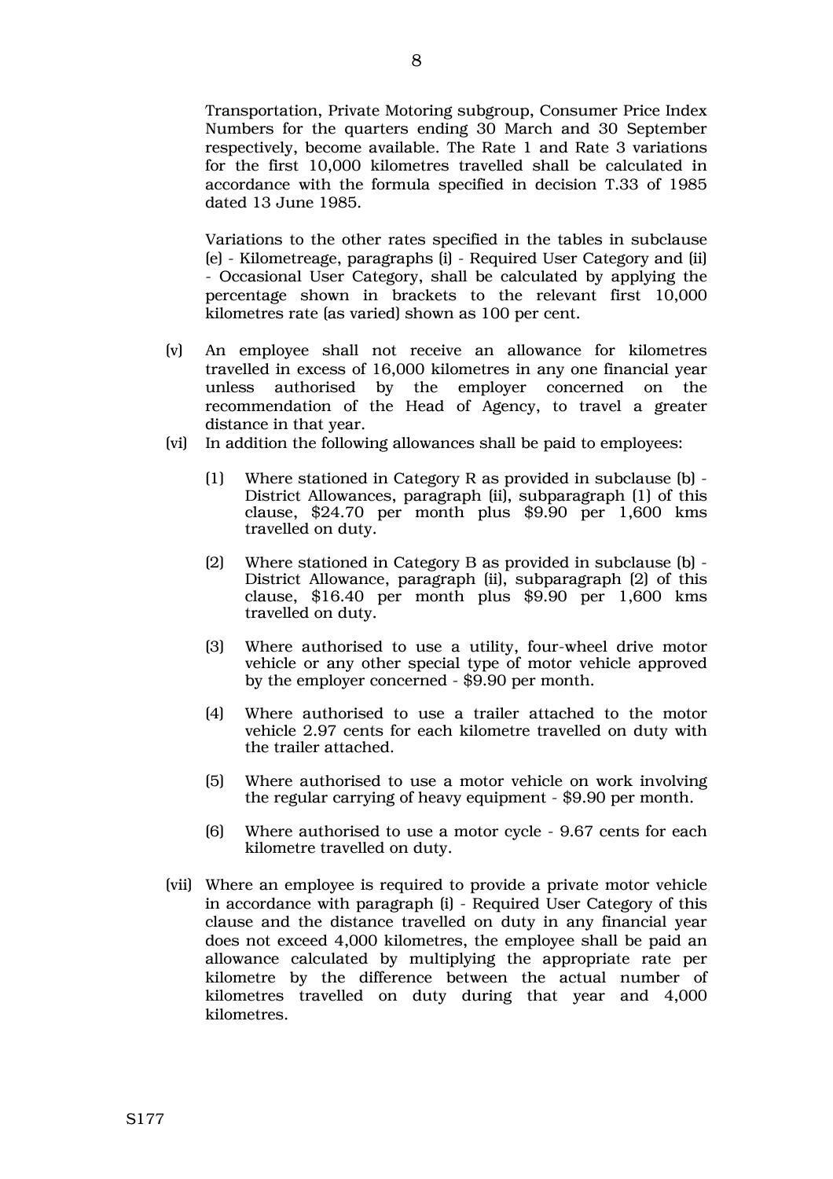Transportation, Private Motoring subgroup, Consumer Price Index Numbers for the quarters ending 30 March and 30 September respectively, become available. The Rate 1 and Rate 3 variations for the first 10,000 kilometres travelled shall be calculated in accordance with the formula specified in decision T.33 of 1985 dated 13 June 1985.

Variations to the other rates specified in the tables in subclause (e) - Kilometreage, paragraphs (i) - Required User Category and (ii) - Occasional User Category, shall be calculated by applying the percentage shown in brackets to the relevant first 10,000 kilometres rate (as varied) shown as 100 per cent.

(v) An employee shall not receive an allowance for kilometres travelled in excess of 16,000 kilometres in any one financial year unless authorised by the employer concerned on the recommendation of the Head of Agency, to travel a greater distance in that year.

(vi) In addition the following allowances shall be paid to employees:

(1) Where stationed in Category R as provided in subclause (b) - District Allowances, paragraph (ii), subparagraph (1) of this clause, $24.70 per month plus $9.90 per 1,600 kms travelled on duty.

(2) Where stationed in Category B as provided in subclause (b) - District Allowance, paragraph (ii), subparagraph (2) of this clause, $16.40 per month plus $9.90 per 1,600 kms travelled on duty.

(3) Where authorised to use a utility, four-wheel drive motor vehicle or any other special type of motor vehicle approved by the employer concerned - $9.90 per month.

(4) Where authorised to use a trailer attached to the motor vehicle 2.97 cents for each kilometre travelled on duty with the trailer attached.

(5) Where authorised to use a motor vehicle on work involving the regular carrying of heavy equipment - $9.90 per month.

(6) Where authorised to use a motor cycle - 9.67 cents for each kilometre travelled on duty.

(vii) Where an employee is required to provide a private motor vehicle in accordance with paragraph (i) - Required User Category of this clause and the distance travelled on duty in any financial year does not exceed 4,000 kilometres, the employee shall be paid an allowance calculated by multiplying the appropriate rate per kilometre by the difference between the actual number of kilometres travelled on duty during that year and 4,000 kilometres.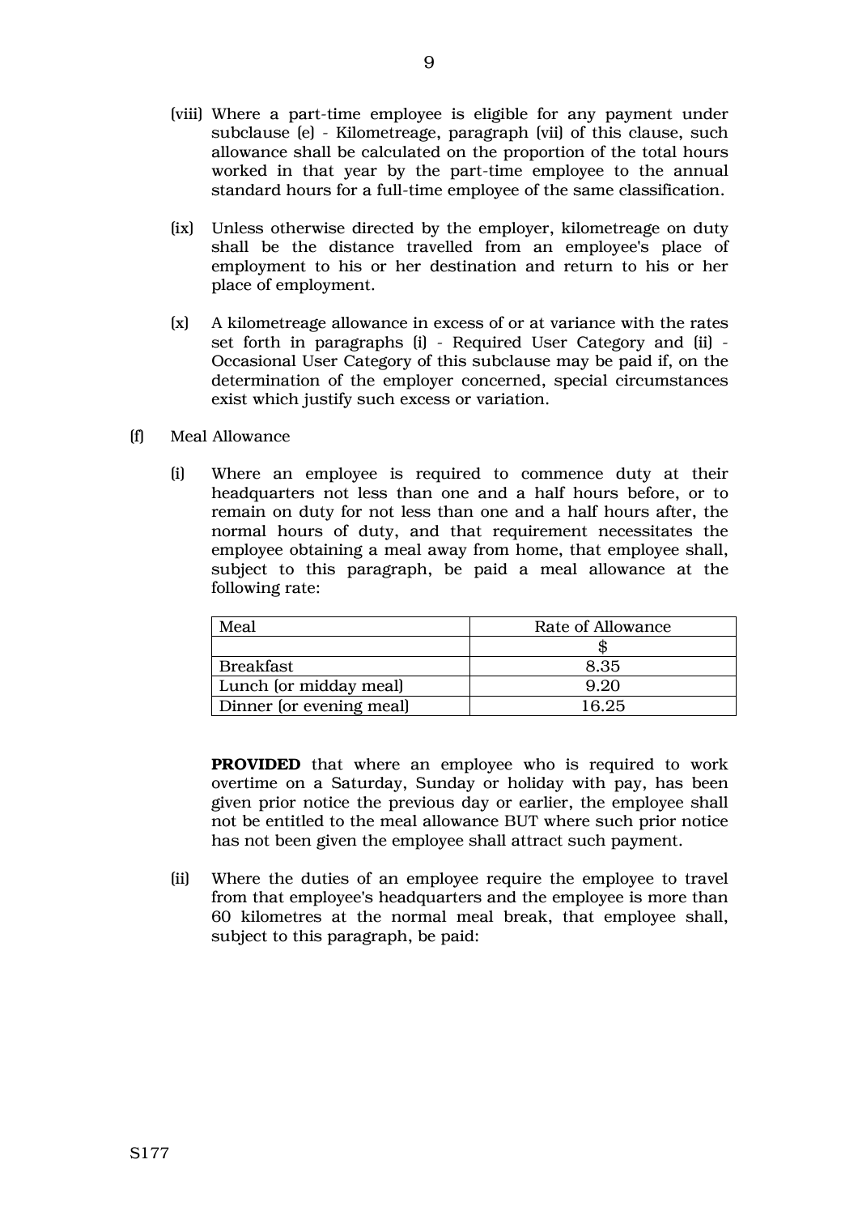(viii) Where a part-time employee is eligible for any payment under subclause (e) - Kilometreage, paragraph (vii) of this clause, such allowance shall be calculated on the proportion of the total hours worked in that year by the part-time employee to the annual standard hours for a full-time employee of the same classification.

(ix) Unless otherwise directed by the employer, kilometreage on duty shall be the distance travelled from an employee's place of employment to his or her destination and return to his or her place of employment.

(x) A kilometreage allowance in excess of or at variance with the rates set forth in paragraphs (i) - Required User Category and (ii) - Occasional User Category of this subclause may be paid if, on the determination of the employer concerned, special circumstances exist which justify such excess or variation.

(f) Meal Allowance

(i) Where an employee is required to commence duty at their headquarters not less than one and a half hours before, or to remain on duty for not less than one and a half hours after, the normal hours of duty, and that requirement necessitates the employee obtaining a meal away from home, that employee shall, subject to this paragraph, be paid a meal allowance at the following rate:

| Meal | Rate of Allowance |
|---|---|
| | $ |
| Breakfast | 8.35 |
| Lunch (or midday meal) | 9.20 |
| Dinner (or evening meal) | 16.25 |

**PROVIDED** that where an employee who is required to work overtime on a Saturday, Sunday or holiday with pay, has been given prior notice the previous day or earlier, the employee shall not be entitled to the meal allowance BUT where such prior notice has not been given the employee shall attract such payment.

(ii) Where the duties of an employee require the employee to travel from that employee's headquarters and the employee is more than 60 kilometres at the normal meal break, that employee shall, subject to this paragraph, be paid: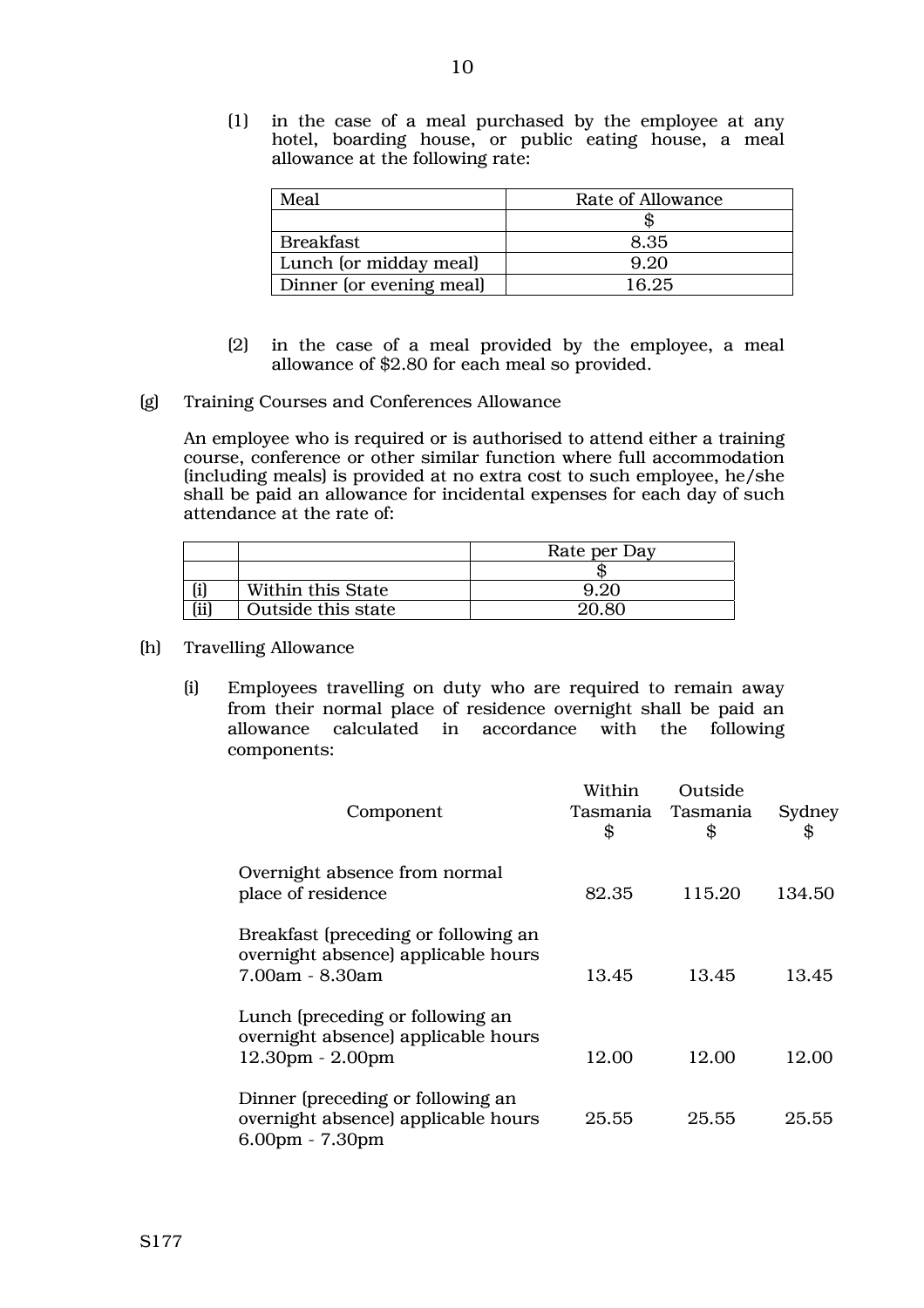(1) in the case of a meal purchased by the employee at any hotel, boarding house, or public eating house, a meal allowance at the following rate:

| Meal | Rate of Allowance |
|---|---|
| | $ |
| Breakfast | 8.35 |
| Lunch (or midday meal) | 9.20 |
| Dinner (or evening meal) | 16.25 |

(2) in the case of a meal provided by the employee, a meal allowance of $2.80 for each meal so provided.

(g) Training Courses and Conferences Allowance

An employee who is required or is authorised to attend either a training course, conference or other similar function where full accommodation (including meals) is provided at no extra cost to such employee, he/she shall be paid an allowance for incidental expenses for each day of such attendance at the rate of:

| | | Rate per Day |
|---|---|---|
| | | $ |
| (i) | Within this State | 9.20 |
| (ii) | Outside this state | 20.80 |

(h) Travelling Allowance

(i) Employees travelling on duty who are required to remain away from their normal place of residence overnight shall be paid an allowance calculated in accordance with the following components:

| Component | Within Tasmania $ | Outside Tasmania $ | Sydney $ |
|---|---|---|---|
| Overnight absence from normal place of residence | 82.35 | 115.20 | 134.50 |
| Breakfast (preceding or following an overnight absence) applicable hours 7.00am - 8.30am | 13.45 | 13.45 | 13.45 |
| Lunch (preceding or following an overnight absence) applicable hours 12.30pm - 2.00pm | 12.00 | 12.00 | 12.00 |
| Dinner (preceding or following an overnight absence) applicable hours 6.00pm - 7.30pm | 25.55 | 25.55 | 25.55 |

S177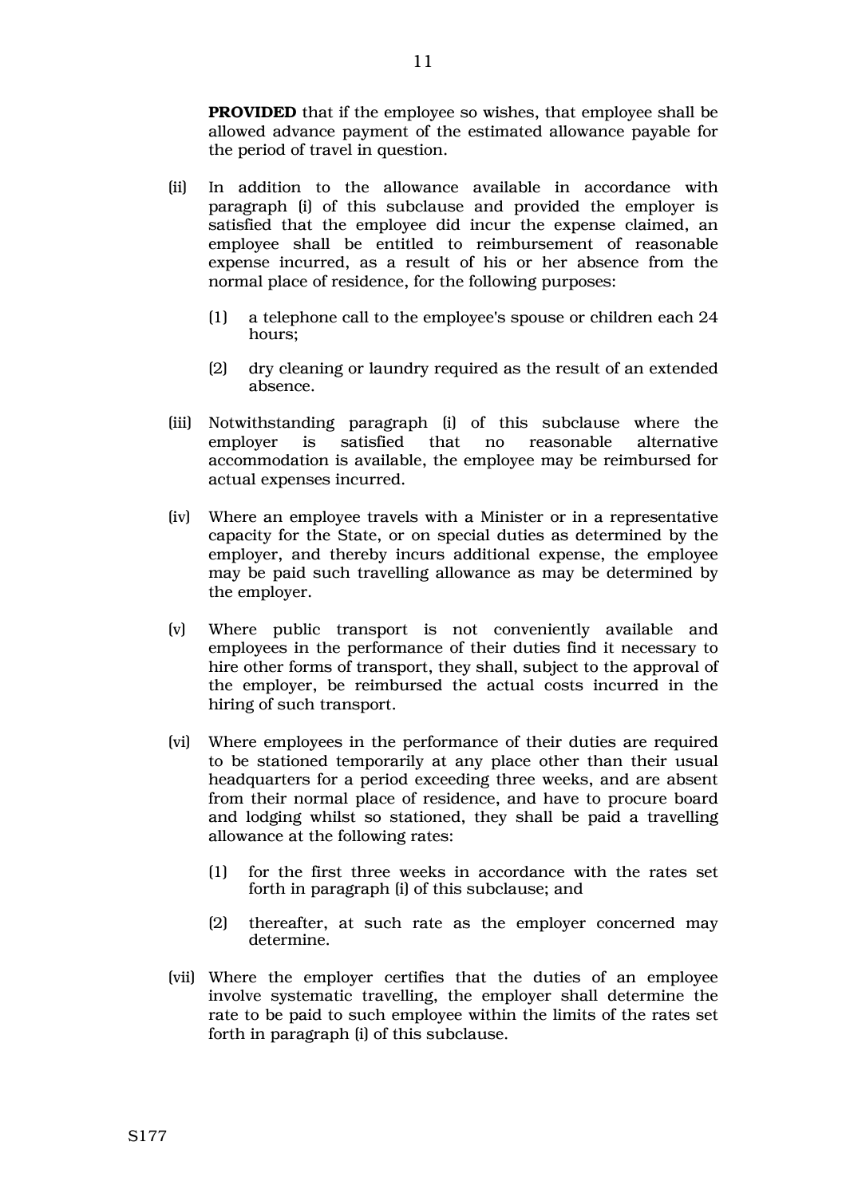**PROVIDED** that if the employee so wishes, that employee shall be allowed advance payment of the estimated allowance payable for the period of travel in question.

(ii) In addition to the allowance available in accordance with paragraph (i) of this subclause and provided the employer is satisfied that the employee did incur the expense claimed, an employee shall be entitled to reimbursement of reasonable expense incurred, as a result of his or her absence from the normal place of residence, for the following purposes:

   (1) a telephone call to the employee's spouse or children each 24 hours;

   (2) dry cleaning or laundry required as the result of an extended absence.

(iii) Notwithstanding paragraph (i) of this subclause where the employer is satisfied that no reasonable alternative accommodation is available, the employee may be reimbursed for actual expenses incurred.

(iv) Where an employee travels with a Minister or in a representative capacity for the State, or on special duties as determined by the employer, and thereby incurs additional expense, the employee may be paid such travelling allowance as may be determined by the employer.

(v) Where public transport is not conveniently available and employees in the performance of their duties find it necessary to hire other forms of transport, they shall, subject to the approval of the employer, be reimbursed the actual costs incurred in the hiring of such transport.

(vi) Where employees in the performance of their duties are required to be stationed temporarily at any place other than their usual headquarters for a period exceeding three weeks, and are absent from their normal place of residence, and have to procure board and lodging whilst so stationed, they shall be paid a travelling allowance at the following rates:

   (1) for the first three weeks in accordance with the rates set forth in paragraph (i) of this subclause; and

   (2) thereafter, at such rate as the employer concerned may determine.

(vii) Where the employer certifies that the duties of an employee involve systematic travelling, the employer shall determine the rate to be paid to such employee within the limits of the rates set forth in paragraph (i) of this subclause.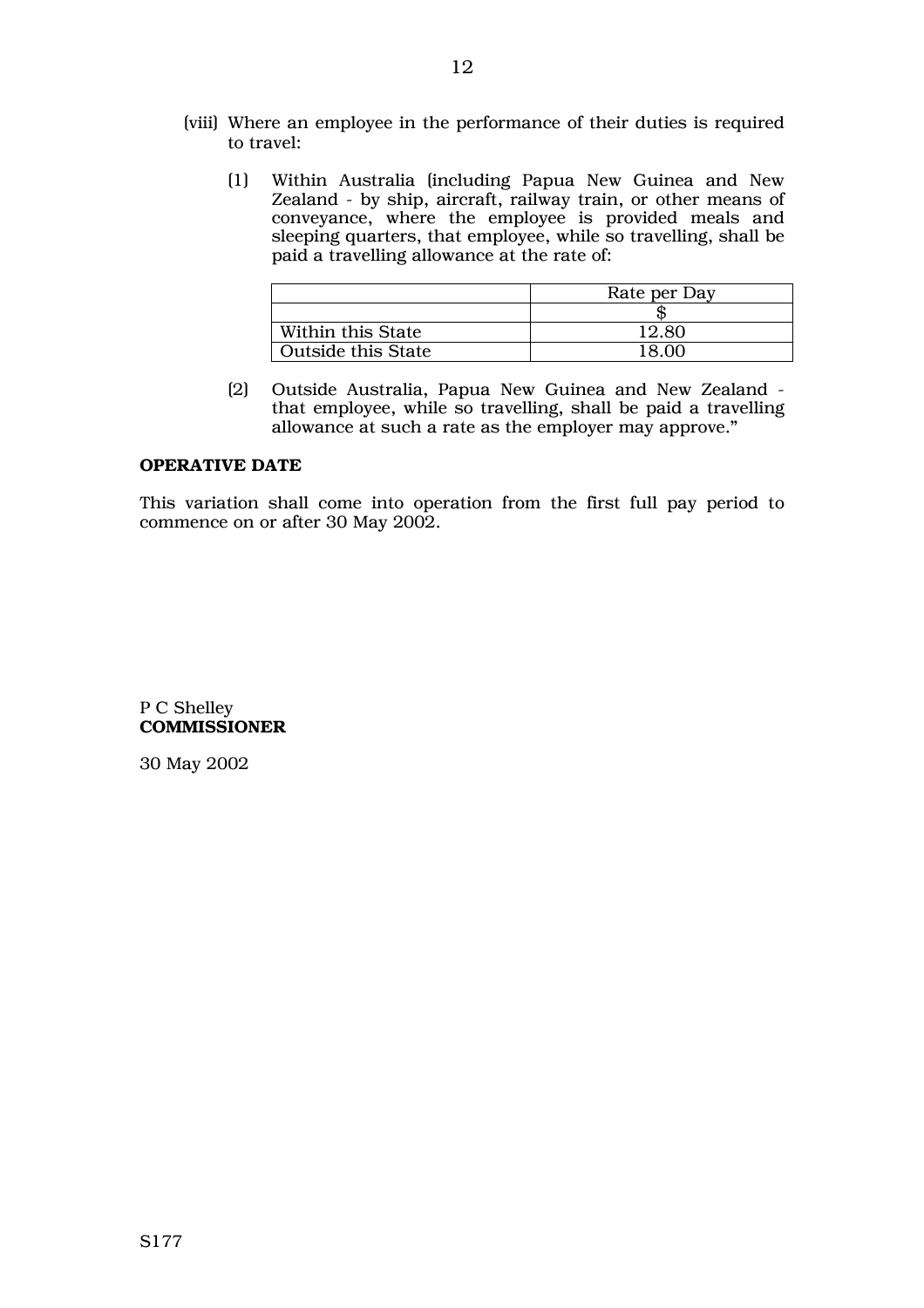(viii) Where an employee in the performance of their duties is required to travel:

(1) Within Australia (including Papua New Guinea and New Zealand - by ship, aircraft, railway train, or other means of conveyance, where the employee is provided meals and sleeping quarters, that employee, while so travelling, shall be paid a travelling allowance at the rate of:

| | Rate per Day |
|---|---|
| | $ |
| Within this State | 12.80 |
| Outside this State | 18.00 |

(2) Outside Australia, Papua New Guinea and New Zealand - that employee, while so travelling, shall be paid a travelling allowance at such a rate as the employer may approve."

**OPERATIVE DATE**

This variation shall come into operation from the first full pay period to commence on or after 30 May 2002.

P C Shelley
**COMMISSIONER**

30 May 2002

S177